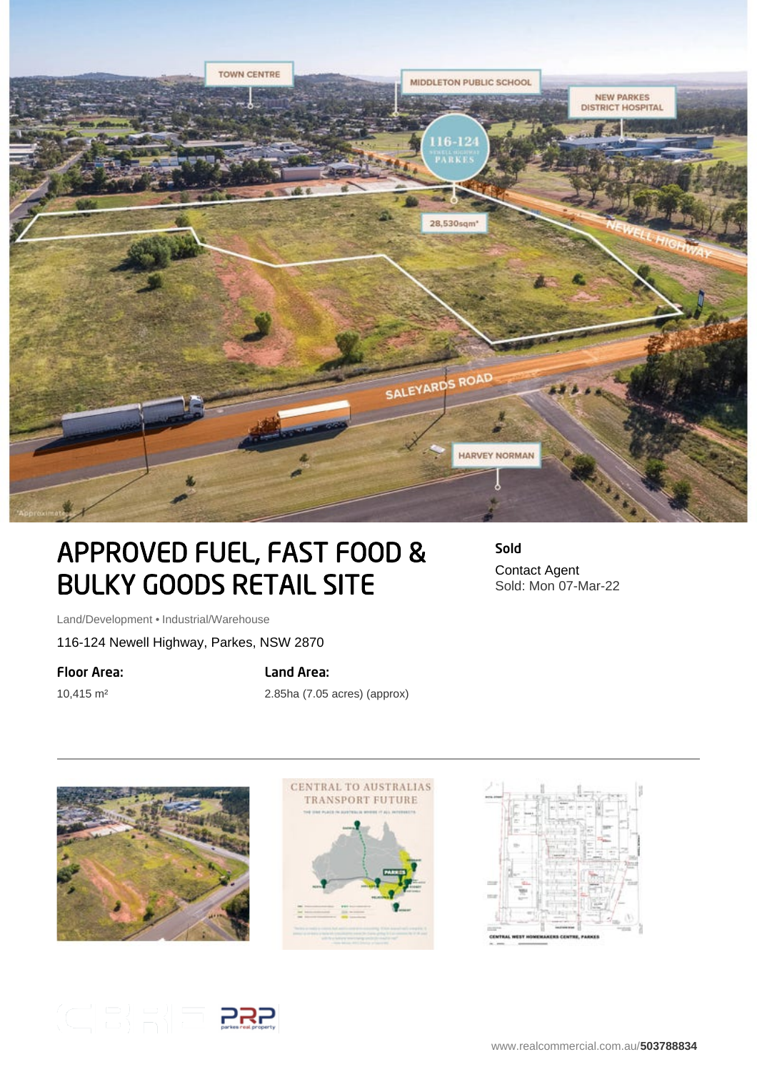# APPROVED FUEL, FAST FOOD & BULKY GOODS RETAIL SITE

**Sold**

Contact Agent

Sold: Mon 07-Mar-22

Land/Development • Industrial/Warehouse

116-124 Newell Highway, Parkes, NSW 2870

**Floor Area:**

10,415 m²

**Land Area:**

2.85ha (7.05 acres) (approx)

www.realcommercial.com.au/503788834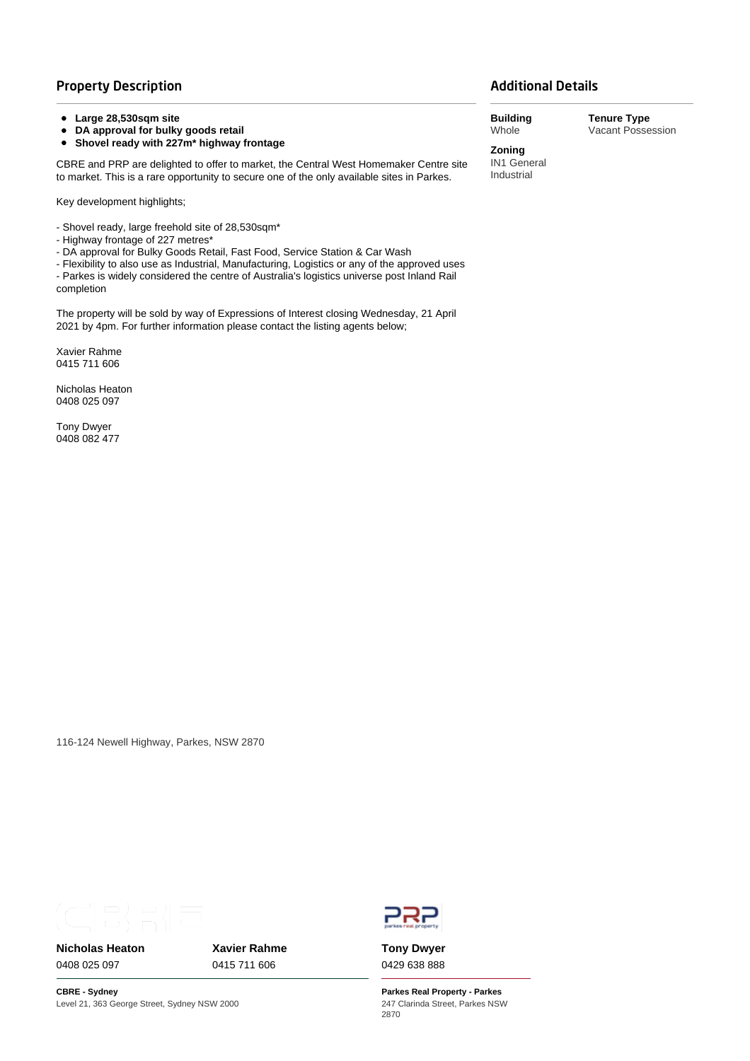## Property Description

- **Large 28,530sqm site**
- **DA approval for bulky goods retail**
- **Shovel ready with 227m* highway frontage**

CBRE and PRP are delighted to offer to market, the Central West Homemaker Centre site to market. This is a rare opportunity to secure one of the only available sites in Parkes.

Key development highlights;

- Shovel ready, large freehold site of 28,530sqm*
- Highway frontage of 227 metres*
- DA approval for Bulky Goods Retail, Fast Food, Service Station & Car Wash
- Flexibility to also use as Industrial, Manufacturing, Logistics or any of the approved uses
- Parkes is widely considered the centre of Australia's logistics universe post Inland Rail completion

The property will be sold by way of Expressions of Interest closing Wednesday, 21 April 2021 by 4pm. For further information please contact the listing agents below;

Xavier Rahme
0415 711 606

Nicholas Heaton
0408 025 097

Tony Dwyer
0408 082 477

## Additional Details

**Building**
Whole

**Tenure Type**
Vacant Possession

**Zoning**
IN1 General Industrial

116-124 Newell Highway, Parkes, NSW 2870

**Nicholas Heaton**
0408 025 097

**Xavier Rahme**
0415 711 606

**CBRE - Sydney**
Level 21, 363 George Street, Sydney NSW 2000

**Tony Dwyer**
0429 638 888

**Parkes Real Property - Parkes**
247 Clarinda Street, Parkes NSW 2870